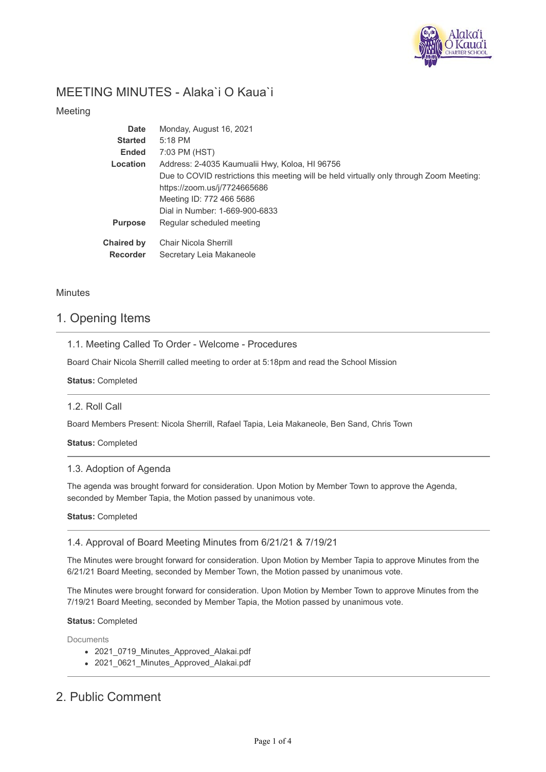# MEETING MINUTES - Alaka`i O Kaua`i

Meeting

| | |
|---|---|
| **Date** | Monday, August 16, 2021 |
| **Started** | 5:18 PM |
| **Ended** | 7:03 PM (HST) |
| **Location** | Address: 2-4035 Kaumualii Hwy, Koloa, HI 96756<br>Due to COVID restrictions this meeting will be held virtually only through Zoom Meeting: https://zoom.us/j/7724665686<br>Meeting ID: 772 466 5686<br>Dial in Number: 1-669-900-6833 |
| **Purpose** | Regular scheduled meeting |
| **Chaired by** | Chair Nicola Sherrill |
| **Recorder** | Secretary Leia Makaneole |

Minutes

## 1. Opening Items

### 1.1. Meeting Called To Order - Welcome - Procedures

Board Chair Nicola Sherrill called meeting to order at 5:18pm and read the School Mission

**Status:** Completed

### 1.2. Roll Call

Board Members Present: Nicola Sherrill, Rafael Tapia, Leia Makaneole, Ben Sand, Chris Town

**Status:** Completed

### 1.3. Adoption of Agenda

The agenda was brought forward for consideration. Upon Motion by Member Town to approve the Agenda, seconded by Member Tapia, the Motion passed by unanimous vote.

**Status:** Completed

### 1.4. Approval of Board Meeting Minutes from 6/21/21 & 7/19/21

The Minutes were brought forward for consideration. Upon Motion by Member Tapia to approve Minutes from the 6/21/21 Board Meeting, seconded by Member Town, the Motion passed by unanimous vote.

The Minutes were brought forward for consideration. Upon Motion by Member Town to approve Minutes from the 7/19/21 Board Meeting, seconded by Member Tapia, the Motion passed by unanimous vote.

**Status:** Completed

Documents

- 2021_0719_Minutes_Approved_Alakai.pdf
- 2021_0621_Minutes_Approved_Alakai.pdf

## 2. Public Comment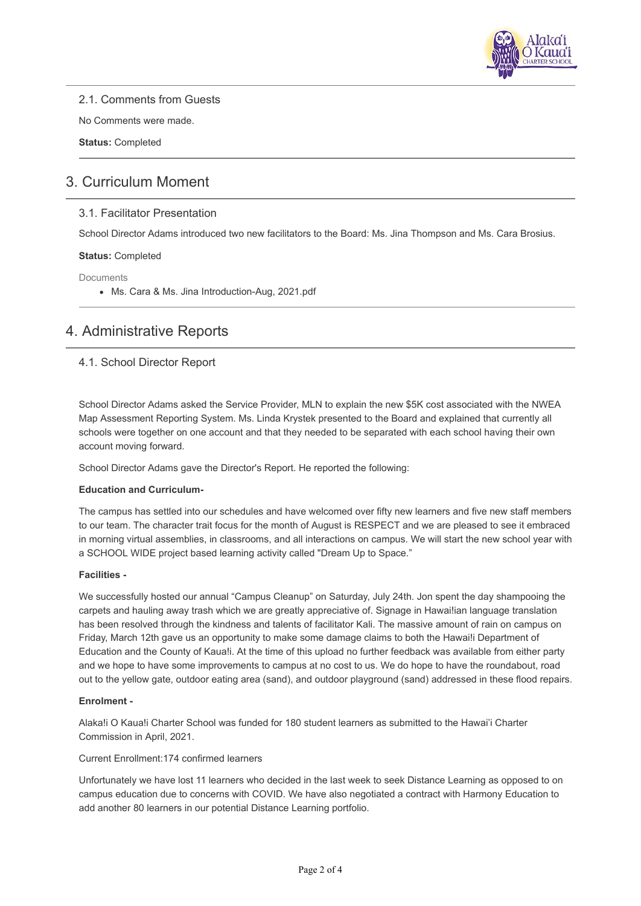### 2.1. Comments from Guests

No Comments were made.

**Status:** Completed

## 3. Curriculum Moment

### 3.1. Facilitator Presentation

School Director Adams introduced two new facilitators to the Board: Ms. Jina Thompson and Ms. Cara Brosius.

**Status:** Completed

Documents

- Ms. Cara & Ms. Jina Introduction-Aug, 2021.pdf

## 4. Administrative Reports

### 4.1. School Director Report

School Director Adams asked the Service Provider, MLN to explain the new $5K cost associated with the NWEA Map Assessment Reporting System. Ms. Linda Krystek presented to the Board and explained that currently all schools were together on one account and that they needed to be separated with each school having their own account moving forward.

School Director Adams gave the Director's Report. He reported the following:

**Education and Curriculum-**

The campus has settled into our schedules and have welcomed over fifty new learners and five new staff members to our team. The character trait focus for the month of August is RESPECT and we are pleased to see it embraced in morning virtual assemblies, in classrooms, and all interactions on campus. We will start the new school year with a SCHOOL WIDE project based learning activity called "Dream Up to Space."

**Facilities -**

We successfully hosted our annual "Campus Cleanup" on Saturday, July 24th. Jon spent the day shampooing the carpets and hauling away trash which we are greatly appreciative of. Signage in Hawai!ian language translation has been resolved through the kindness and talents of facilitator Kali. The massive amount of rain on campus on Friday, March 12th gave us an opportunity to make some damage claims to both the Hawai!i Department of Education and the County of Kaua!i. At the time of this upload no further feedback was available from either party and we hope to have some improvements to campus at no cost to us. We do hope to have the roundabout, road out to the yellow gate, outdoor eating area (sand), and outdoor playground (sand) addressed in these flood repairs.

**Enrolment -**

Alaka!i O Kaua!i Charter School was funded for 180 student learners as submitted to the Hawai'i Charter Commission in April, 2021.

Current Enrollment:174 confirmed learners

Unfortunately we have lost 11 learners who decided in the last week to seek Distance Learning as opposed to on campus education due to concerns with COVID. We have also negotiated a contract with Harmony Education to add another 80 learners in our potential Distance Learning portfolio.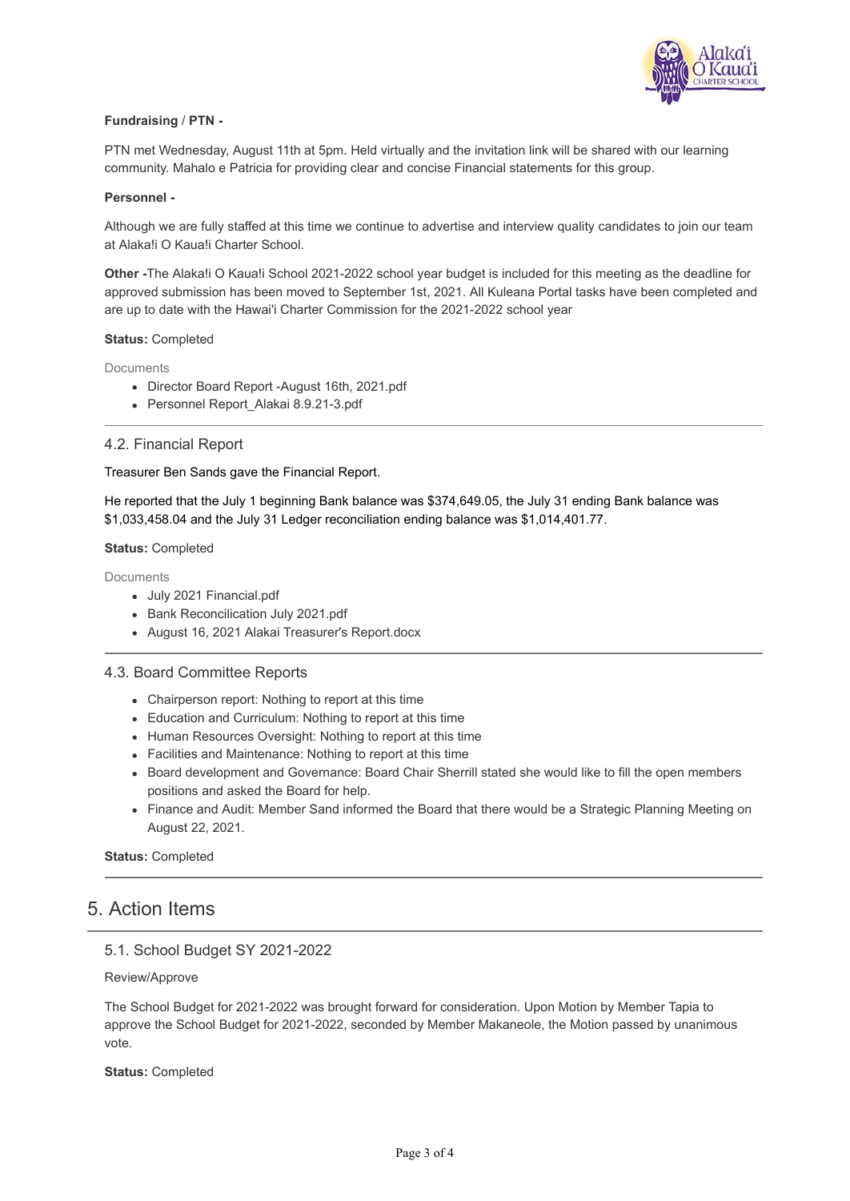**Fundraising / PTN -**

PTN met Wednesday, August 11th at 5pm. Held virtually and the invitation link will be shared with our learning community. Mahalo e Patricia for providing clear and concise Financial statements for this group.

**Personnel -**

Although we are fully staffed at this time we continue to advertise and interview quality candidates to join our team at Alaka!i O Kaua!i Charter School.

**Other -**The Alaka!i O Kaua!i School 2021-2022 school year budget is included for this meeting as the deadline for approved submission has been moved to September 1st, 2021. All Kuleana Portal tasks have been completed and are up to date with the Hawai'i Charter Commission for the 2021-2022 school year

**Status:** Completed

Documents

- Director Board Report -August 16th, 2021.pdf
- Personnel Report_Alakai 8.9.21-3.pdf

### 4.2. Financial Report

Treasurer Ben Sands gave the Financial Report.

He reported that the July 1 beginning Bank balance was $374,649.05, the July 31 ending Bank balance was $1,033,458.04 and the July 31 Ledger reconciliation ending balance was $1,014,401.77.

**Status:** Completed

Documents

- July 2021 Financial.pdf
- Bank Reconcilication July 2021.pdf
- August 16, 2021 Alakai Treasurer's Report.docx

### 4.3. Board Committee Reports

- Chairperson report: Nothing to report at this time
- Education and Curriculum: Nothing to report at this time
- Human Resources Oversight: Nothing to report at this time
- Facilities and Maintenance: Nothing to report at this time
- Board development and Governance: Board Chair Sherrill stated she would like to fill the open members positions and asked the Board for help.
- Finance and Audit: Member Sand informed the Board that there would be a Strategic Planning Meeting on August 22, 2021.

**Status:** Completed

## 5. Action Items

### 5.1. School Budget SY 2021-2022

Review/Approve

The School Budget for 2021-2022 was brought forward for consideration. Upon Motion by Member Tapia to approve the School Budget for 2021-2022, seconded by Member Makaneole, the Motion passed by unanimous vote.

**Status:** Completed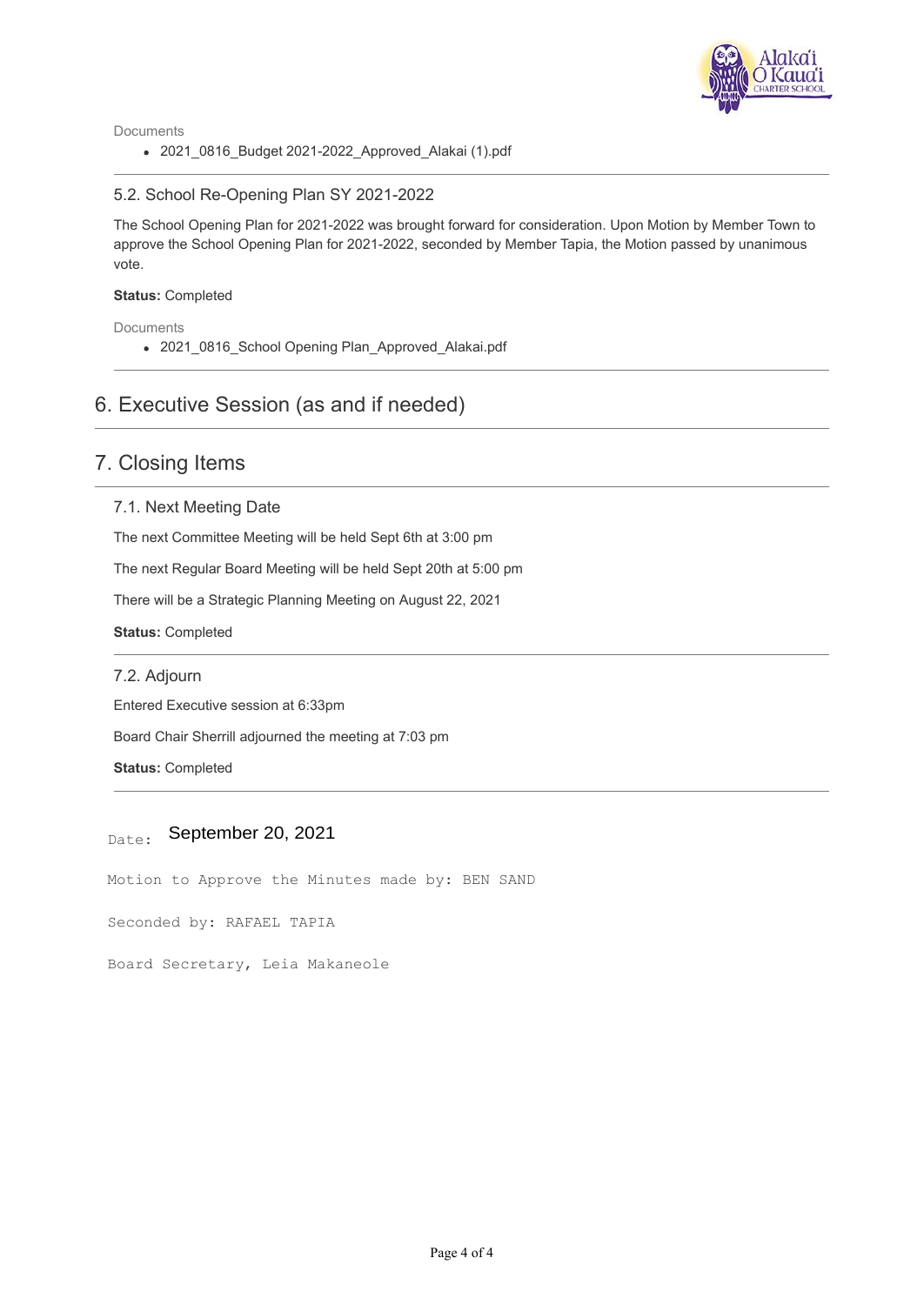Documents

- 2021_0816_Budget 2021-2022_Approved_Alakai (1).pdf

### 5.2. School Re-Opening Plan SY 2021-2022

The School Opening Plan for 2021-2022 was brought forward for consideration. Upon Motion by Member Town to approve the School Opening Plan for 2021-2022, seconded by Member Tapia, the Motion passed by unanimous vote.

**Status:** Completed

Documents

- 2021_0816_School Opening Plan_Approved_Alakai.pdf

## 6. Executive Session (as and if needed)

## 7. Closing Items

### 7.1. Next Meeting Date

The next Committee Meeting will be held Sept 6th at 3:00 pm

The next Regular Board Meeting will be held Sept 20th at 5:00 pm

There will be a Strategic Planning Meeting on August 22, 2021

**Status:** Completed

### 7.2. Adjourn

Entered Executive session at 6:33pm

Board Chair Sherrill adjourned the meeting at 7:03 pm

**Status:** Completed

Date: September 20, 2021

Motion to Approve the Minutes made by: BEN SAND

Seconded by: RAFAEL TAPIA

Board Secretary, Leia Makaneole